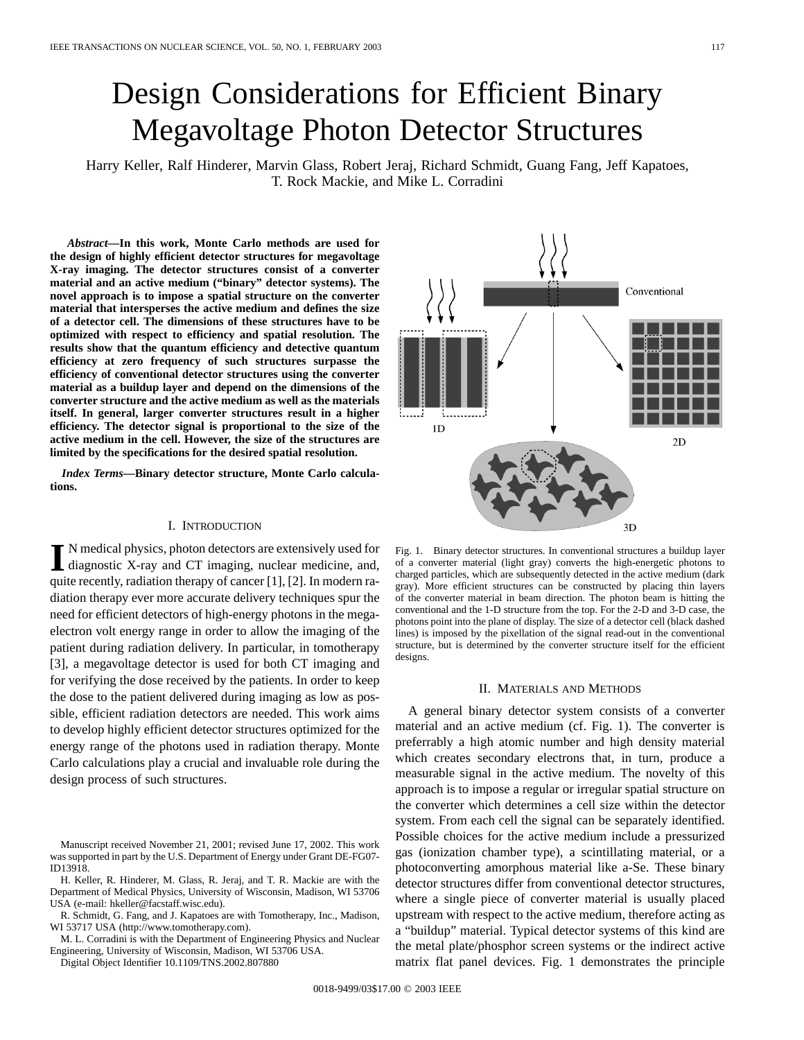# Design Considerations for Efficient Binary Megavoltage Photon Detector Structures

Harry Keller, Ralf Hinderer, Marvin Glass, Robert Jeraj, Richard Schmidt, Guang Fang, Jeff Kapatoes, T. Rock Mackie, and Mike L. Corradini

***Abstract*—In this work, Monte Carlo methods are used for the design of highly efficient detector structures for megavoltage X-ray imaging. The detector structures consist of a converter material and an active medium ("binary" detector systems). The novel approach is to impose a spatial structure on the converter material that intersperses the active medium and defines the size of a detector cell. The dimensions of these structures have to be optimized with respect to efficiency and spatial resolution. The results show that the quantum efficiency and detective quantum efficiency at zero frequency of such structures surpasse the efficiency of conventional detector structures using the converter material as a buildup layer and depend on the dimensions of the converter structure and the active medium as well as the materials itself. In general, larger converter structures result in a higher efficiency. The detector signal is proportional to the size of the active medium in the cell. However, the size of the structures are limited by the specifications for the desired spatial resolution.**

***Index Terms*—Binary detector structure, Monte Carlo calculations.**

## I. Introduction

In medical physics, photon detectors are extensively used for diagnostic X-ray and CT imaging, nuclear medicine, and, quite recently, radiation therapy of cancer [1], [2]. In modern radiation therapy ever more accurate delivery techniques spur the need for efficient detectors of high-energy photons in the mega-electron volt energy range in order to allow the imaging of the patient during radiation delivery. In particular, in tomotherapy [3], a megavoltage detector is used for both CT imaging and for verifying the dose received by the patients. In order to keep the dose to the patient delivered during imaging as low as possible, efficient radiation detectors are needed. This work aims to develop highly efficient detector structures optimized for the energy range of the photons used in radiation therapy. Monte Carlo calculations play a crucial and invaluable role during the design process of such structures.

Manuscript received November 21, 2001; revised June 17, 2002. This work was supported in part by the U.S. Department of Energy under Grant DE-FG07-ID13918.

H. Keller, R. Hinderer, M. Glass, R. Jeraj, and T. R. Mackie are with the Department of Medical Physics, University of Wisconsin, Madison, WI 53706 USA (e-mail: hkeller@facstaff.wisc.edu).

R. Schmidt, G. Fang, and J. Kapatoes are with Tomotherapy, Inc., Madison, WI 53717 USA (http://www.tomotherapy.com).

M. L. Corradini is with the Department of Engineering Physics and Nuclear Engineering, University of Wisconsin, Madison, WI 53706 USA.

Digital Object Identifier 10.1109/TNS.2002.807880

Conventional

1D

2D

3D

Fig. 1. Binary detector structures. In conventional structures a buildup layer of a converter material (light gray) converts the high-energetic photons to charged particles, which are subsequently detected in the active medium (dark gray). More efficient structures can be constructed by placing thin layers of the converter material in beam direction. The photon beam is hitting the conventional and the 1-D structure from the top. For the 2-D and 3-D case, the photons point into the plane of display. The size of a detector cell (black dashed lines) is imposed by the pixellation of the signal read-out in the conventional structure, but is determined by the converter structure itself for the efficient designs.

## II. Materials and Methods

A general binary detector system consists of a converter material and an active medium (cf. Fig. 1). The converter is preferrably a high atomic number and high density material which creates secondary electrons that, in turn, produce a measurable signal in the active medium. The novelty of this approach is to impose a regular or irregular spatial structure on the converter which determines a cell size within the detector system. From each cell the signal can be separately identified. Possible choices for the active medium include a pressurized gas (ionization chamber type), a scintillating material, or a photoconverting amorphous material like a-Se. These binary detector structures differ from conventional detector structures, where a single piece of converter material is usually placed upstream with respect to the active medium, therefore acting as a "buildup" material. Typical detector systems of this kind are the metal plate/phosphor screen systems or the indirect active matrix flat panel devices. Fig. 1 demonstrates the principle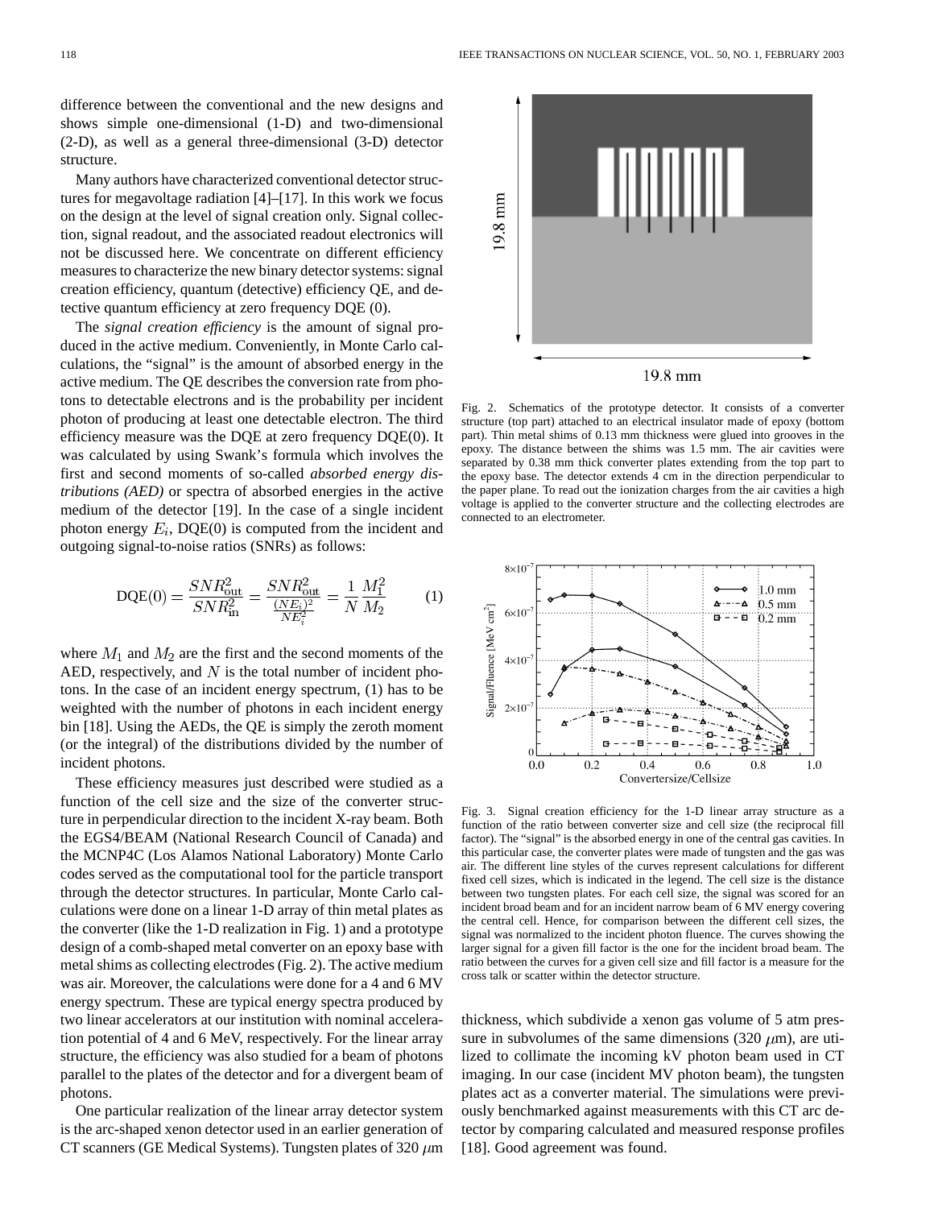difference between the conventional and the new designs and shows simple one-dimensional (1-D) and two-dimensional (2-D), as well as a general three-dimensional (3-D) detector structure.

Many authors have characterized conventional detector structures for megavoltage radiation [4]–[17]. In this work we focus on the design at the level of signal creation only. Signal collection, signal readout, and the associated readout electronics will not be discussed here. We concentrate on different efficiency measures to characterize the new binary detector systems: signal creation efficiency, quantum (detective) efficiency QE, and detective quantum efficiency at zero frequency DQE (0).

The *signal creation efficiency* is the amount of signal produced in the active medium. Conveniently, in Monte Carlo calculations, the "signal" is the amount of absorbed energy in the active medium. The QE describes the conversion rate from photons to detectable electrons and is the probability per incident photon of producing at least one detectable electron. The third efficiency measure was the DQE at zero frequency DQE(0). It was calculated by using Swank's formula which involves the first and second moments of so-called *absorbed energy distributions (AED)* or spectra of absorbed energies in the active medium of the detector [19]. In the case of a single incident photon energy $E_i$, DQE(0) is computed from the incident and outgoing signal-to-noise ratios (SNRs) as follows:

$$\mathrm{DQE}(0) = \frac{SNR_{\mathrm{out}}^2}{SNR_{\mathrm{in}}^2} = \frac{SNR_{\mathrm{out}}^2}{\frac{(NE_i)^2}{NE_i^2}} = \frac{1}{N}\frac{M_1^2}{M_2} \qquad (1)$$

where $M_1$ and $M_2$ are the first and the second moments of the AED, respectively, and $N$ is the total number of incident photons. In the case of an incident energy spectrum, (1) has to be weighted with the number of photons in each incident energy bin [18]. Using the AEDs, the QE is simply the zeroth moment (or the integral) of the distributions divided by the number of incident photons.

These efficiency measures just described were studied as a function of the cell size and the size of the converter structure in perpendicular direction to the incident X-ray beam. Both the EGS4/BEAM (National Research Council of Canada) and the MCNP4C (Los Alamos National Laboratory) Monte Carlo codes served as the computational tool for the particle transport through the detector structures. In particular, Monte Carlo calculations were done on a linear 1-D array of thin metal plates as the converter (like the 1-D realization in Fig. 1) and a prototype design of a comb-shaped metal converter on an epoxy base with metal shims as collecting electrodes (Fig. 2). The active medium was air. Moreover, the calculations were done for a 4 and 6 MV energy spectrum. These are typical energy spectra produced by two linear accelerators at our institution with nominal acceleration potential of 4 and 6 MeV, respectively. For the linear array structure, the efficiency was also studied for a beam of photons parallel to the plates of the detector and for a divergent beam of photons.

One particular realization of the linear array detector system is the arc-shaped xenon detector used in an earlier generation of CT scanners (GE Medical Systems). Tungsten plates of 320 $\mu$m thickness, which subdivide a xenon gas volume of 5 atm pressure in subvolumes of the same dimensions (320 $\mu$m), are utilized to collimate the incoming kV photon beam used in CT imaging. In our case (incident MV photon beam), the tungsten plates act as a converter material. The simulations were previously benchmarked against measurements with this CT arc detector by comparing calculated and measured response profiles [18]. Good agreement was found.

Fig. 2. Schematics of the prototype detector. It consists of a converter structure (top part) attached to an electrical insulator made of epoxy (bottom part). Thin metal shims of 0.13 mm thickness were glued into grooves in the epoxy. The distance between the shims was 1.5 mm. The air cavities were separated by 0.38 mm thick converter plates extending from the top part to the epoxy base. The detector extends 4 cm in the direction perpendicular to the paper plane. To read out the ionization charges from the air cavities a high voltage is applied to the converter structure and the collecting electrodes are connected to an electrometer.

Fig. 3. Signal creation efficiency for the 1-D linear array structure as a function of the ratio between converter size and cell size (the reciprocal fill factor). The "signal" is the absorbed energy in one of the central gas cavities. In this particular case, the converter plates were made of tungsten and the gas was air. The different line styles of the curves represent calculations for different fixed cell sizes, which is indicated in the legend. The cell size is the distance between two tungsten plates. For each cell size, the signal was scored for an incident broad beam and for an incident narrow beam of 6 MV energy covering the central cell. Hence, for comparison between the different cell sizes, the signal was normalized to the incident photon fluence. The curves showing the larger signal for a given fill factor is the one for the incident broad beam. The ratio between the curves for a given cell size and fill factor is a measure for the cross talk or scatter within the detector structure.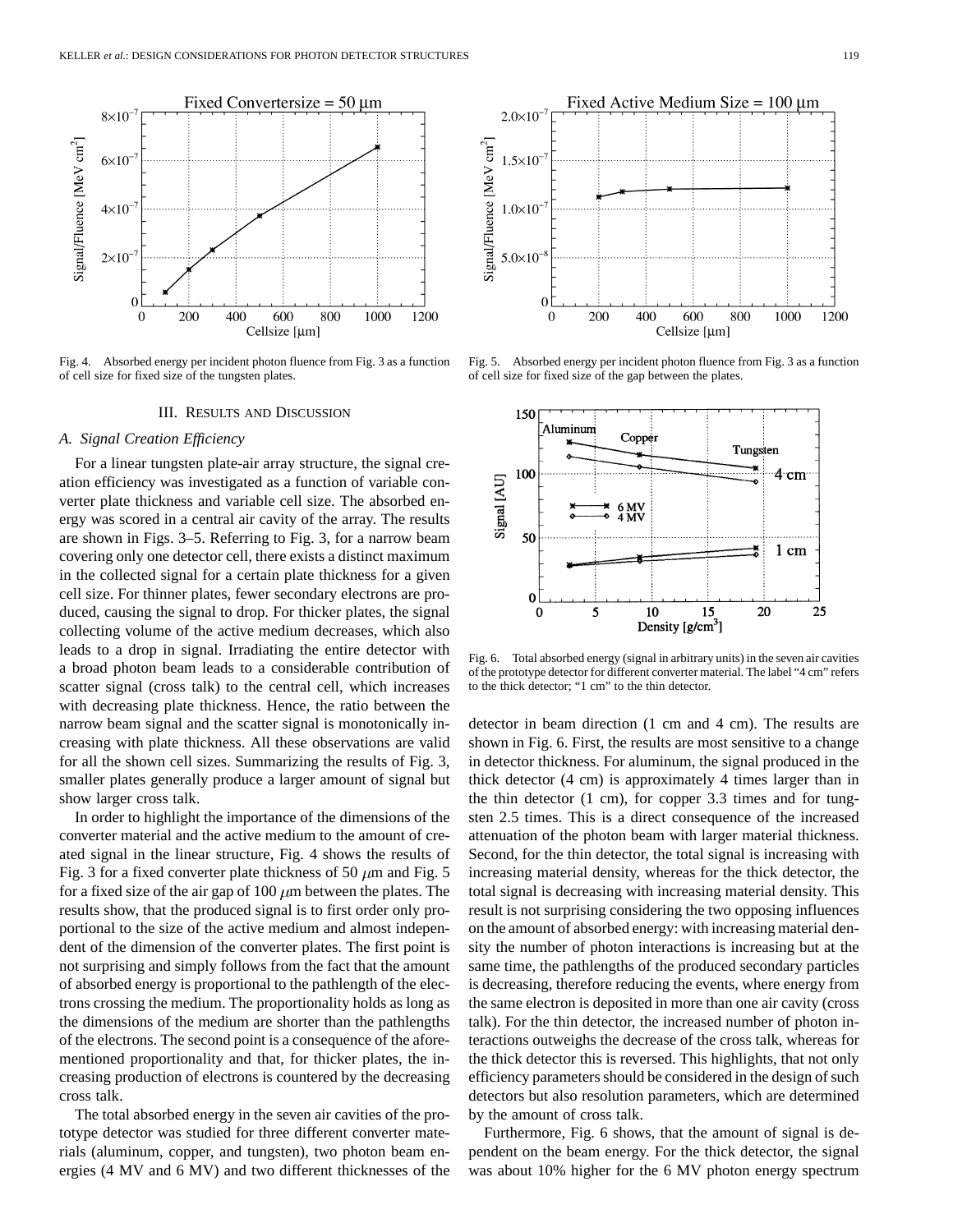Fig. 4. Absorbed energy per incident photon fluence from Fig. 3 as a function of cell size for fixed size of the tungsten plates.

Fig. 5. Absorbed energy per incident photon fluence from Fig. 3 as a function of cell size for fixed size of the gap between the plates.

## III. Results and Discussion

### *A. Signal Creation Efficiency*

For a linear tungsten plate-air array structure, the signal creation efficiency was investigated as a function of variable converter plate thickness and variable cell size. The absorbed energy was scored in a central air cavity of the array. The results are shown in Figs. 3–5. Referring to Fig. 3, for a narrow beam covering only one detector cell, there exists a distinct maximum in the collected signal for a certain plate thickness for a given cell size. For thinner plates, fewer secondary electrons are produced, causing the signal to drop. For thicker plates, the signal collecting volume of the active medium decreases, which also leads to a drop in signal. Irradiating the entire detector with a broad photon beam leads to a considerable contribution of scatter signal (cross talk) to the central cell, which increases with decreasing plate thickness. Hence, the ratio between the narrow beam signal and the scatter signal is monotonically increasing with plate thickness. All these observations are valid for all the shown cell sizes. Summarizing the results of Fig. 3, smaller plates generally produce a larger amount of signal but show larger cross talk.

In order to highlight the importance of the dimensions of the converter material and the active medium to the amount of created signal in the linear structure, Fig. 4 shows the results of Fig. 3 for a fixed converter plate thickness of 50 $\mu$m and Fig. 5 for a fixed size of the air gap of 100 $\mu$m between the plates. The results show, that the produced signal is to first order only proportional to the size of the active medium and almost independent of the dimension of the converter plates. The first point is not surprising and simply follows from the fact that the amount of absorbed energy is proportional to the pathlength of the electrons crossing the medium. The proportionality holds as long as the dimensions of the medium are shorter than the pathlengths of the electrons. The second point is a consequence of the aforementioned proportionality and that, for thicker plates, the increasing production of electrons is countered by the decreasing cross talk.

The total absorbed energy in the seven air cavities of the prototype detector was studied for three different converter materials (aluminum, copper, and tungsten), two photon beam energies (4 MV and 6 MV) and two different thicknesses of the detector in beam direction (1 cm and 4 cm). The results are shown in Fig. 6. First, the results are most sensitive to a change in detector thickness. For aluminum, the signal produced in the thick detector (4 cm) is approximately 4 times larger than in the thin detector (1 cm), for copper 3.3 times and for tungsten 2.5 times. This is a direct consequence of the increased attenuation of the photon beam with larger material thickness. Second, for the thin detector, the total signal is increasing with increasing material density, whereas for the thick detector, the total signal is decreasing with increasing material density. This result is not surprising considering the two opposing influences on the amount of absorbed energy: with increasing material density the number of photon interactions is increasing but at the same time, the pathlengths of the produced secondary particles is decreasing, therefore reducing the events, where energy from the same electron is deposited in more than one air cavity (cross talk). For the thin detector, the increased number of photon interactions outweighs the decrease of the cross talk, whereas for the thick detector this is reversed. This highlights, that not only efficiency parameters should be considered in the design of such detectors but also resolution parameters, which are determined by the amount of cross talk.

Fig. 6. Total absorbed energy (signal in arbitrary units) in the seven air cavities of the prototype detector for different converter material. The label "4 cm" refers to the thick detector; "1 cm" to the thin detector.

Furthermore, Fig. 6 shows, that the amount of signal is dependent on the beam energy. For the thick detector, the signal was about 10% higher for the 6 MV photon energy spectrum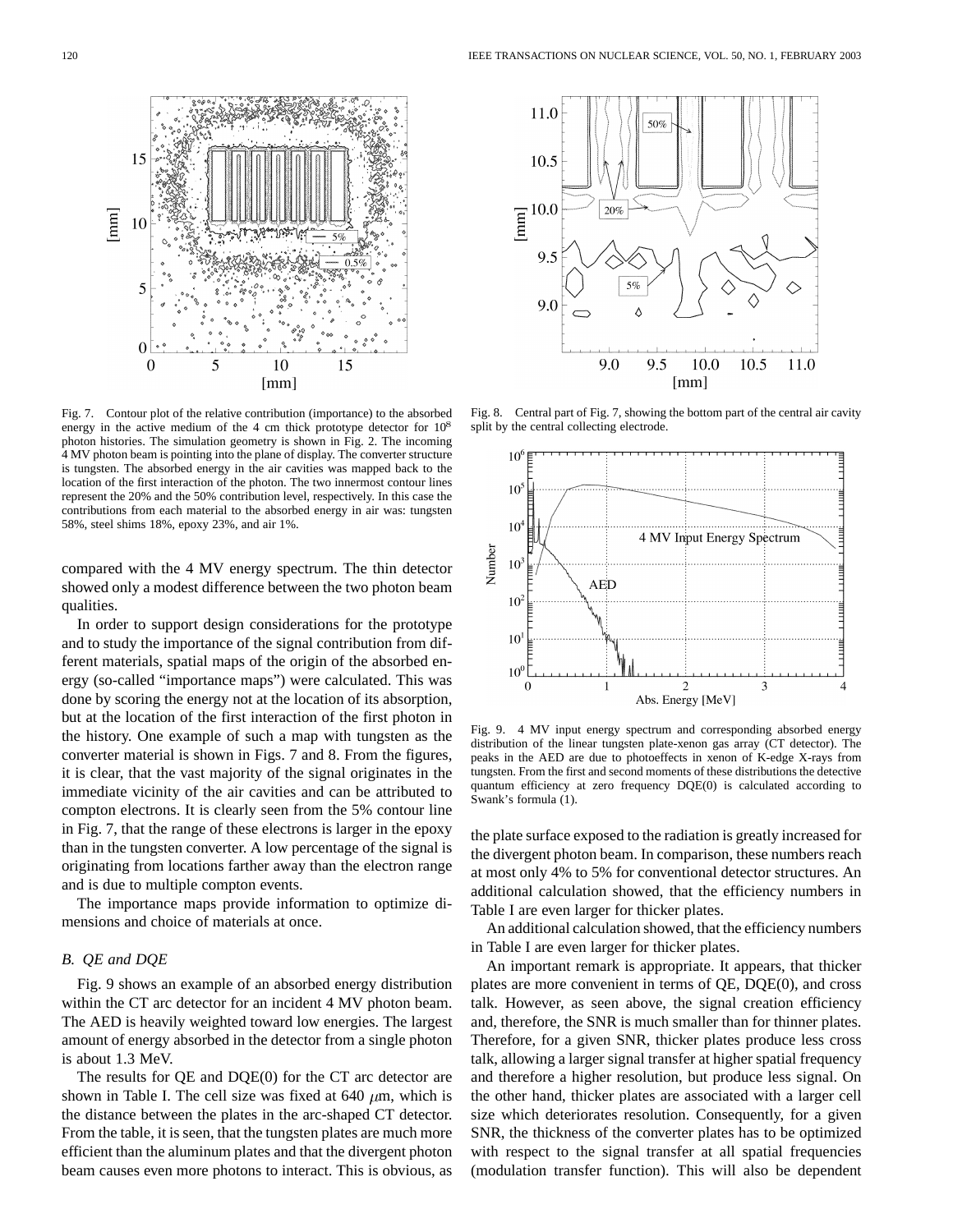Fig. 7. Contour plot of the relative contribution (importance) to the absorbed energy in the active medium of the 4 cm thick prototype detector for $10^8$ photon histories. The simulation geometry is shown in Fig. 2. The incoming 4 MV photon beam is pointing into the plane of display. The converter structure is tungsten. The absorbed energy in the air cavities was mapped back to the location of the first interaction of the photon. The two innermost contour lines represent the 20% and the 50% contribution level, respectively. In this case the contributions from each material to the absorbed energy in air was: tungsten 58%, steel shims 18%, epoxy 23%, and air 1%.

Fig. 8. Central part of Fig. 7, showing the bottom part of the central air cavity split by the central collecting electrode.

Fig. 9. 4 MV input energy spectrum and corresponding absorbed energy distribution of the linear tungsten plate-xenon gas array (CT detector). The peaks in the AED are due to photoeffects in xenon of K-edge X-rays from tungsten. From the first and second moments of these distributions the detective quantum efficiency at zero frequency DQE(0) is calculated according to Swank's formula (1).

compared with the 4 MV energy spectrum. The thin detector showed only a modest difference between the two photon beam qualities.

In order to support design considerations for the prototype and to study the importance of the signal contribution from different materials, spatial maps of the origin of the absorbed energy (so-called "importance maps") were calculated. This was done by scoring the energy not at the location of its absorption, but at the location of the first interaction of the first photon in the history. One example of such a map with tungsten as the converter material is shown in Figs. 7 and 8. From the figures, it is clear, that the vast majority of the signal originates in the immediate vicinity of the air cavities and can be attributed to compton electrons. It is clearly seen from the 5% contour line in Fig. 7, that the range of these electrons is larger in the epoxy than in the tungsten converter. A low percentage of the signal is originating from locations farther away than the electron range and is due to multiple compton events.

The importance maps provide information to optimize dimensions and choice of materials at once.

### B. QE and DQE

Fig. 9 shows an example of an absorbed energy distribution within the CT arc detector for an incident 4 MV photon beam. The AED is heavily weighted toward low energies. The largest amount of energy absorbed in the detector from a single photon is about 1.3 MeV.

The results for QE and DQE(0) for the CT arc detector are shown in Table I. The cell size was fixed at 640 $\mu$m, which is the distance between the plates in the arc-shaped CT detector. From the table, it is seen, that the tungsten plates are much more efficient than the aluminum plates and that the divergent photon beam causes even more photons to interact. This is obvious, as the plate surface exposed to the radiation is greatly increased for the divergent photon beam. In comparison, these numbers reach at most only 4% to 5% for conventional detector structures. An additional calculation showed, that the efficiency numbers in Table I are even larger for thicker plates.

An additional calculation showed, that the efficiency numbers in Table I are even larger for thicker plates.

An important remark is appropriate. It appears, that thicker plates are more convenient in terms of QE, DQE(0), and cross talk. However, as seen above, the signal creation efficiency and, therefore, the SNR is much smaller than for thinner plates. Therefore, for a given SNR, thicker plates produce less cross talk, allowing a larger signal transfer at higher spatial frequency and therefore a higher resolution, but produce less signal. On the other hand, thicker plates are associated with a larger cell size which deteriorates resolution. Consequently, for a given SNR, the thickness of the converter plates has to be optimized with respect to the signal transfer at all spatial frequencies (modulation transfer function). This will also be dependent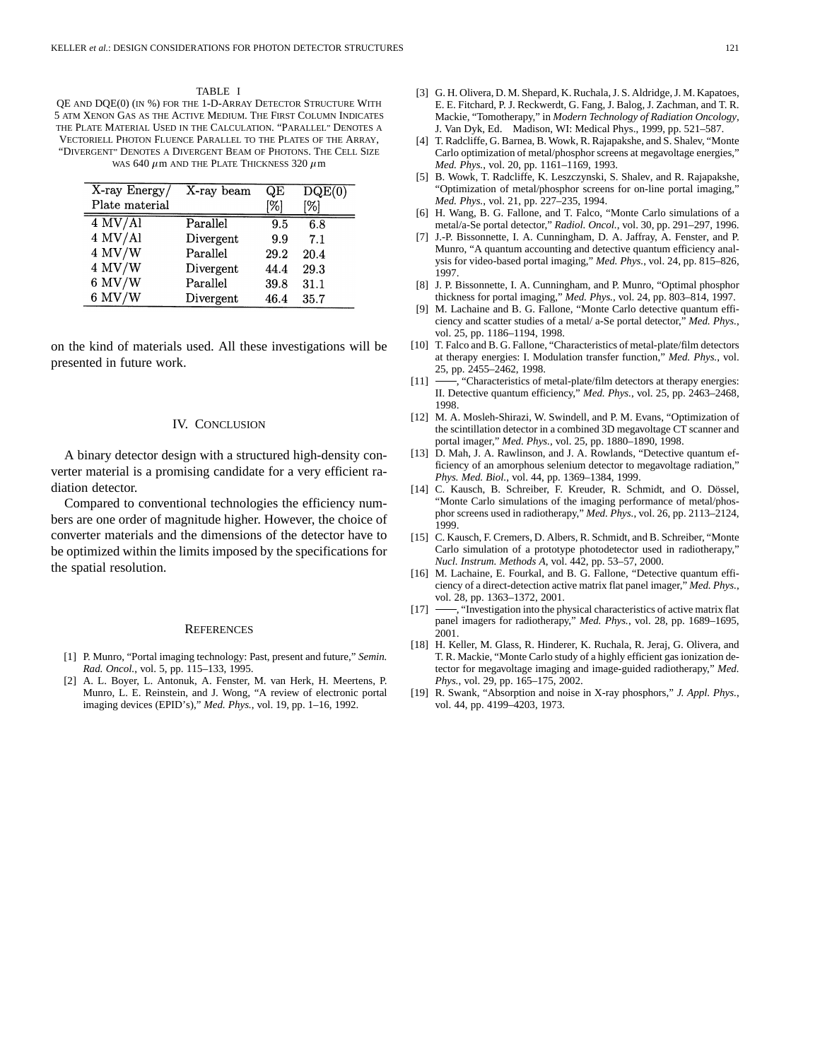TABLE I

QE AND DQE(0) (IN %) FOR THE 1-D-ARRAY DETECTOR STRUCTURE WITH 5 ATM XENON GAS AS THE ACTIVE MEDIUM. THE FIRST COLUMN INDICATES THE PLATE MATERIAL USED IN THE CALCULATION. "PARALLEL" DENOTES A VECTORIELL PHOTON FLUENCE PARALLEL TO THE PLATES OF THE ARRAY, "DIVERGENT" DENOTES A DIVERGENT BEAM OF PHOTONS. THE CELL SIZE WAS 640 $\mu$m AND THE PLATE THICKNESS 320 $\mu$m

| X-ray Energy/ Plate material | X-ray beam | QE [%] | DQE(0) [%] |
|---|---|---|---|
| 4 MV/Al | Parallel | 9.5 | 6.8 |
| 4 MV/Al | Divergent | 9.9 | 7.1 |
| 4 MV/W | Parallel | 29.2 | 20.4 |
| 4 MV/W | Divergent | 44.4 | 29.3 |
| 6 MV/W | Parallel | 39.8 | 31.1 |
| 6 MV/W | Divergent | 46.4 | 35.7 |

on the kind of materials used. All these investigations will be presented in future work.

## IV. CONCLUSION

A binary detector design with a structured high-density converter material is a promising candidate for a very efficient radiation detector.

Compared to conventional technologies the efficiency numbers are one order of magnitude higher. However, the choice of converter materials and the dimensions of the detector have to be optimized within the limits imposed by the specifications for the spatial resolution.

## REFERENCES

[1] P. Munro, "Portal imaging technology: Past, present and future," *Semin. Rad. Oncol.*, vol. 5, pp. 115–133, 1995.

[2] A. L. Boyer, L. Antonuk, A. Fenster, M. van Herk, H. Meertens, P. Munro, L. E. Reinstein, and J. Wong, "A review of electronic portal imaging devices (EPID's)," *Med. Phys.*, vol. 19, pp. 1–16, 1992.

[3] G. H. Olivera, D. M. Shepard, K. Ruchala, J. S. Aldridge, J. M. Kapatoes, E. E. Fitchard, P. J. Reckwerdt, G. Fang, J. Balog, J. Zachman, and T. R. Mackie, "Tomotherapy," in *Modern Technology of Radiation Oncology*, J. Van Dyk, Ed. Madison, WI: Medical Phys., 1999, pp. 521–587.

[4] T. Radcliffe, G. Barnea, B. Wowk, R. Rajapakshe, and S. Shalev, "Monte Carlo optimization of metal/phosphor screens at megavoltage energies," *Med. Phys.*, vol. 20, pp. 1161–1169, 1993.

[5] B. Wowk, T. Radcliffe, K. Leszczynski, S. Shalev, and R. Rajapakshe, "Optimization of metal/phosphor screens for on-line portal imaging," *Med. Phys.*, vol. 21, pp. 227–235, 1994.

[6] H. Wang, B. G. Fallone, and T. Falco, "Monte Carlo simulations of a metal/a-Se portal detector," *Radiol. Oncol.*, vol. 30, pp. 291–297, 1996.

[7] J.-P. Bissonnette, I. A. Cunningham, D. A. Jaffray, A. Fenster, and P. Munro, "A quantum accounting and detective quantum efficiency analysis for video-based portal imaging," *Med. Phys.*, vol. 24, pp. 815–826, 1997.

[8] J. P. Bissonnette, I. A. Cunningham, and P. Munro, "Optimal phosphor thickness for portal imaging," *Med. Phys.*, vol. 24, pp. 803–814, 1997.

[9] M. Lachaine and B. G. Fallone, "Monte Carlo detective quantum efficiency and scatter studies of a metal/ a-Se portal detector," *Med. Phys.*, vol. 25, pp. 1186–1194, 1998.

[10] T. Falco and B. G. Fallone, "Characteristics of metal-plate/film detectors at therapy energies: I. Modulation transfer function," *Med. Phys.*, vol. 25, pp. 2455–2462, 1998.

[11] ——, "Characteristics of metal-plate/film detectors at therapy energies: II. Detective quantum efficiency," *Med. Phys.*, vol. 25, pp. 2463–2468, 1998.

[12] M. A. Mosleh-Shirazi, W. Swindell, and P. M. Evans, "Optimization of the scintillation detector in a combined 3D megavoltage CT scanner and portal imager," *Med. Phys.*, vol. 25, pp. 1880–1890, 1998.

[13] D. Mah, J. A. Rawlinson, and J. A. Rowlands, "Detective quantum efficiency of an amorphous selenium detector to megavoltage radiation," *Phys. Med. Biol.*, vol. 44, pp. 1369–1384, 1999.

[14] C. Kausch, B. Schreiber, F. Kreuder, R. Schmidt, and O. Dössel, "Monte Carlo simulations of the imaging performance of metal/phosphor screens used in radiotherapy," *Med. Phys.*, vol. 26, pp. 2113–2124, 1999.

[15] C. Kausch, F. Cremers, D. Albers, R. Schmidt, and B. Schreiber, "Monte Carlo simulation of a prototype photodetector used in radiotherapy," *Nucl. Instrum. Methods A*, vol. 442, pp. 53–57, 2000.

[16] M. Lachaine, E. Fourkal, and B. G. Fallone, "Detective quantum efficiency of a direct-detection active matrix flat panel imager," *Med. Phys.*, vol. 28, pp. 1363–1372, 2001.

[17] ——, "Investigation into the physical characteristics of active matrix flat panel imagers for radiotherapy," *Med. Phys.*, vol. 28, pp. 1689–1695, 2001.

[18] H. Keller, M. Glass, R. Hinderer, K. Ruchala, R. Jeraj, G. Olivera, and T. R. Mackie, "Monte Carlo study of a highly efficient gas ionization detector for megavoltage imaging and image-guided radiotherapy," *Med. Phys.*, vol. 29, pp. 165–175, 2002.

[19] R. Swank, "Absorption and noise in X-ray phosphors," *J. Appl. Phys.*, vol. 44, pp. 4199–4203, 1973.